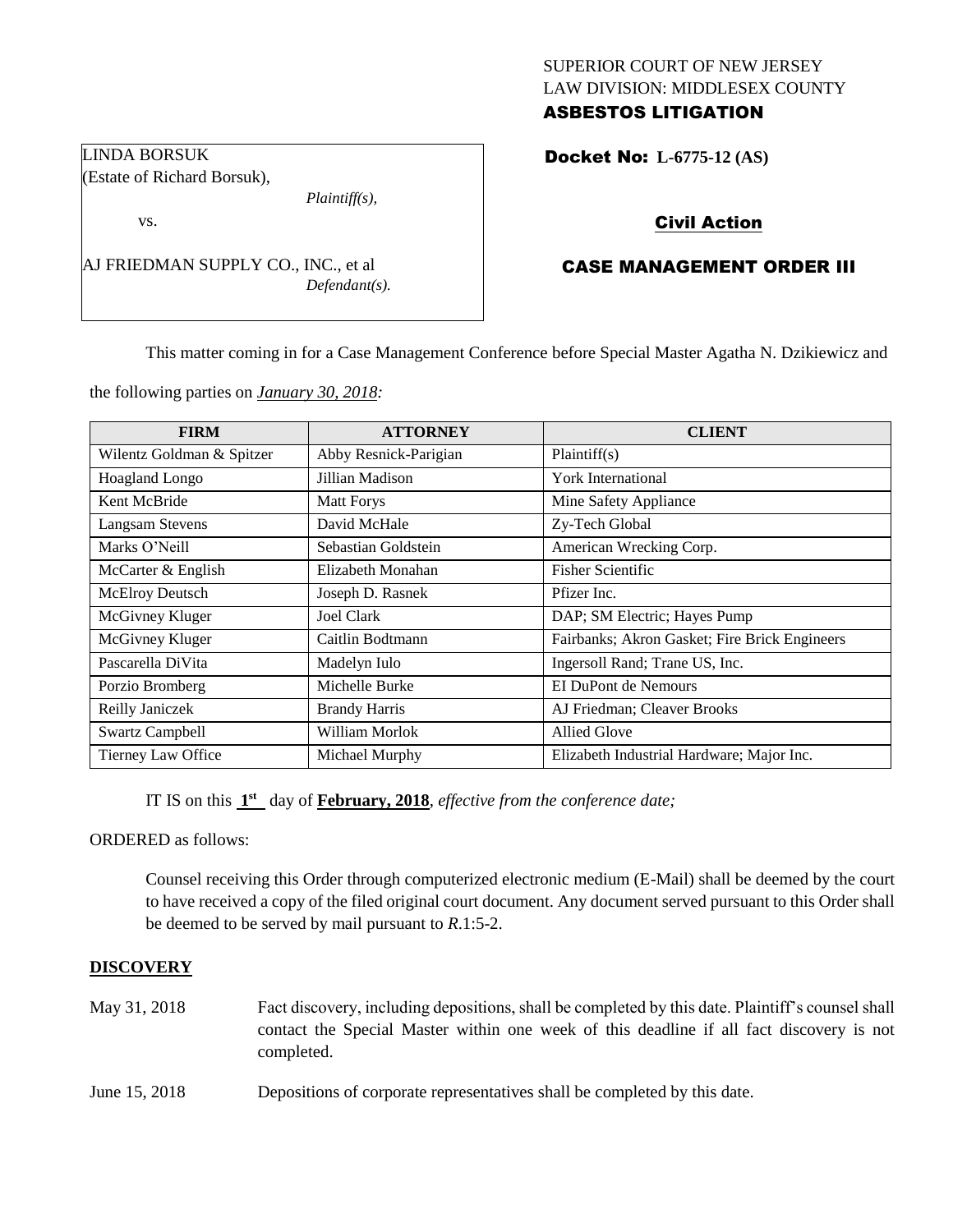SUPERIOR COURT OF NEW JERSEY
LAW DIVISION: MIDDLESEX COUNTY
**ASBESTOS LITIGATION**

LINDA BORSUK
(Estate of Richard Borsuk),
*Plaintiff(s),*

vs.

AJ FRIEDMAN SUPPLY CO., INC., et al
*Defendant(s).*

**Docket No: L-6775-12 (AS)**

**Civil Action**

**CASE MANAGEMENT ORDER III**

This matter coming in for a Case Management Conference before Special Master Agatha N. Dzikiewicz and the following parties on *January 30, 2018:*

| FIRM | ATTORNEY | CLIENT |
|---|---|---|
| Wilentz Goldman & Spitzer | Abby Resnick-Parigian | Plaintiff(s) |
| Hoagland Longo | Jillian Madison | York International |
| Kent McBride | Matt Forys | Mine Safety Appliance |
| Langsam Stevens | David McHale | Zy-Tech Global |
| Marks O'Neill | Sebastian Goldstein | American Wrecking Corp. |
| McCarter & English | Elizabeth Monahan | Fisher Scientific |
| McElroy Deutsch | Joseph D. Rasnek | Pfizer Inc. |
| McGivney Kluger | Joel Clark | DAP; SM Electric; Hayes Pump |
| McGivney Kluger | Caitlin Bodtmann | Fairbanks; Akron Gasket; Fire Brick Engineers |
| Pascarella DiVita | Madelyn Iulo | Ingersoll Rand; Trane US, Inc. |
| Porzio Bromberg | Michelle Burke | EI DuPont de Nemours |
| Reilly Janiczek | Brandy Harris | AJ Friedman; Cleaver Brooks |
| Swartz Campbell | William Morlok | Allied Glove |
| Tierney Law Office | Michael Murphy | Elizabeth Industrial Hardware; Major Inc. |

IT IS on this **1st** day of **February, 2018**, *effective from the conference date;*

ORDERED as follows:

Counsel receiving this Order through computerized electronic medium (E-Mail) shall be deemed by the court to have received a copy of the filed original court document. Any document served pursuant to this Order shall be deemed to be served by mail pursuant to *R*.1:5-2.

**DISCOVERY**

May 31, 2018 — Fact discovery, including depositions, shall be completed by this date. Plaintiff's counsel shall contact the Special Master within one week of this deadline if all fact discovery is not completed.

June 15, 2018 — Depositions of corporate representatives shall be completed by this date.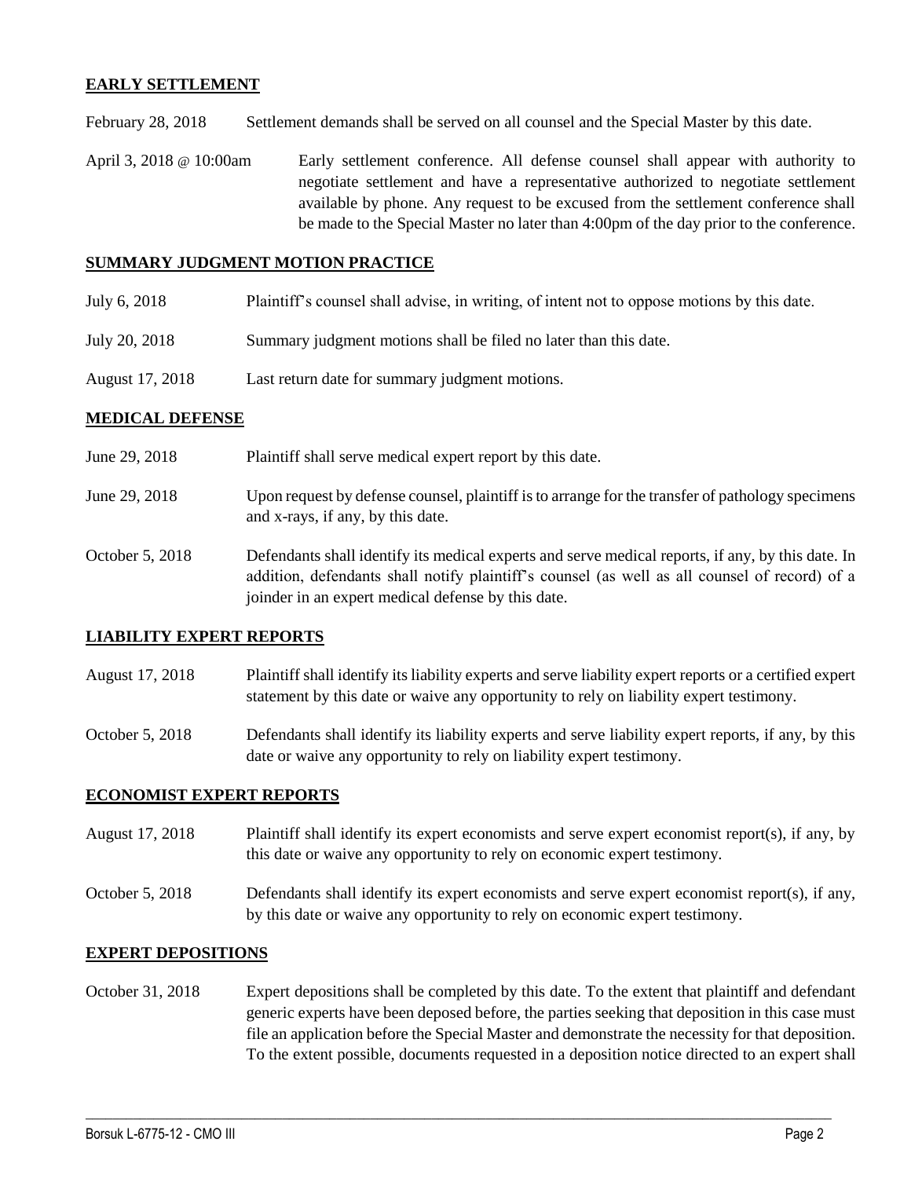## EARLY SETTLEMENT

February 28, 2018 Settlement demands shall be served on all counsel and the Special Master by this date.

April 3, 2018 @ 10:00am Early settlement conference. All defense counsel shall appear with authority to negotiate settlement and have a representative authorized to negotiate settlement available by phone. Any request to be excused from the settlement conference shall be made to the Special Master no later than 4:00pm of the day prior to the conference.

## SUMMARY JUDGMENT MOTION PRACTICE

July 6, 2018 Plaintiff's counsel shall advise, in writing, of intent not to oppose motions by this date.

July 20, 2018 Summary judgment motions shall be filed no later than this date.

August 17, 2018 Last return date for summary judgment motions.

## MEDICAL DEFENSE

June 29, 2018 Plaintiff shall serve medical expert report by this date.

June 29, 2018 Upon request by defense counsel, plaintiff is to arrange for the transfer of pathology specimens and x-rays, if any, by this date.

October 5, 2018 Defendants shall identify its medical experts and serve medical reports, if any, by this date. In addition, defendants shall notify plaintiff's counsel (as well as all counsel of record) of a joinder in an expert medical defense by this date.

## LIABILITY EXPERT REPORTS

August 17, 2018 Plaintiff shall identify its liability experts and serve liability expert reports or a certified expert statement by this date or waive any opportunity to rely on liability expert testimony.

October 5, 2018 Defendants shall identify its liability experts and serve liability expert reports, if any, by this date or waive any opportunity to rely on liability expert testimony.

## ECONOMIST EXPERT REPORTS

August 17, 2018 Plaintiff shall identify its expert economists and serve expert economist report(s), if any, by this date or waive any opportunity to rely on economic expert testimony.

October 5, 2018 Defendants shall identify its expert economists and serve expert economist report(s), if any, by this date or waive any opportunity to rely on economic expert testimony.

## EXPERT DEPOSITIONS

October 31, 2018 Expert depositions shall be completed by this date. To the extent that plaintiff and defendant generic experts have been deposed before, the parties seeking that deposition in this case must file an application before the Special Master and demonstrate the necessity for that deposition. To the extent possible, documents requested in a deposition notice directed to an expert shall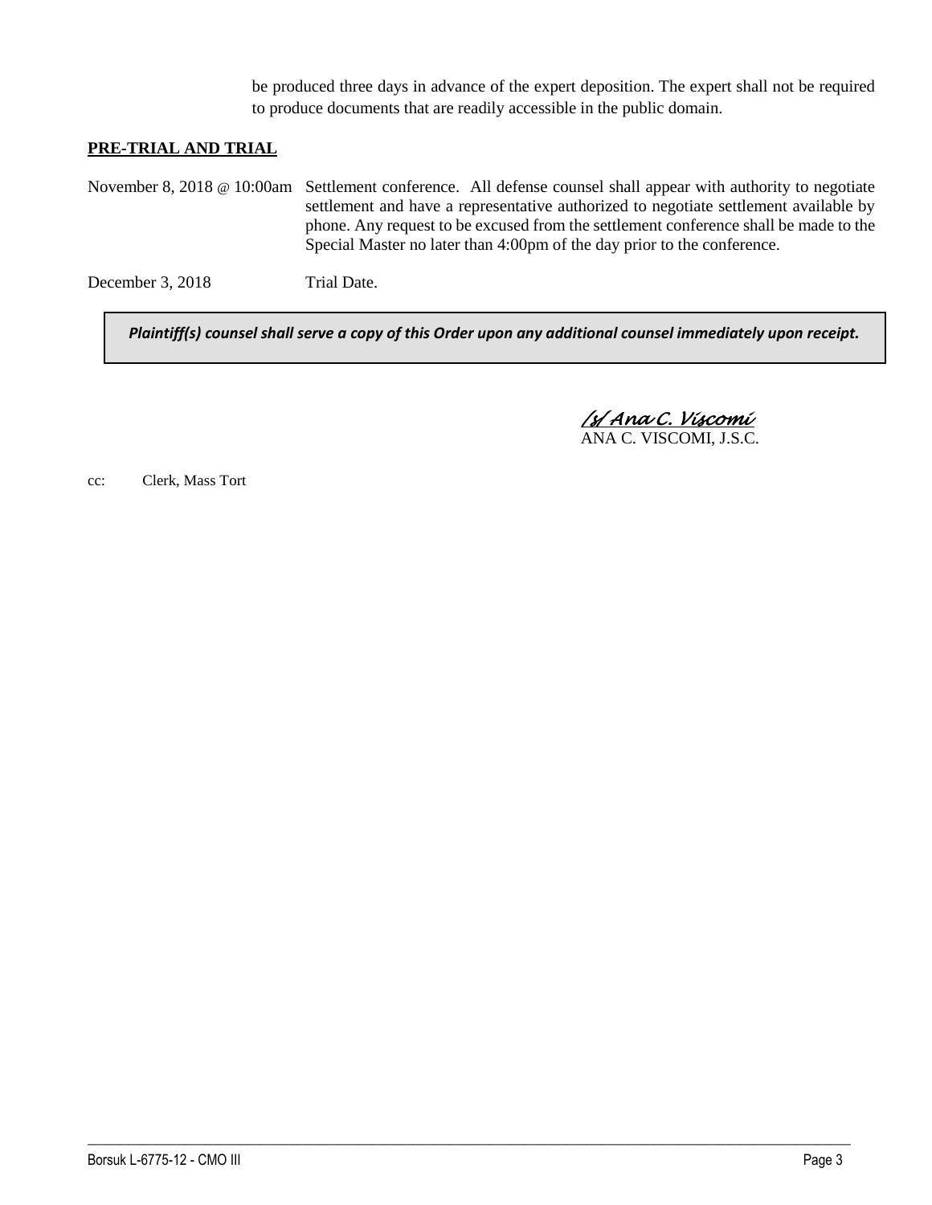be produced three days in advance of the expert deposition. The expert shall not be required to produce documents that are readily accessible in the public domain.

**PRE-TRIAL AND TRIAL**

| | |
|---|---|
| November 8, 2018 @ 10:00am | Settlement conference. All defense counsel shall appear with authority to negotiate settlement and have a representative authorized to negotiate settlement available by phone. Any request to be excused from the settlement conference shall be made to the Special Master no later than 4:00pm of the day prior to the conference. |
| December 3, 2018 | Trial Date. |

***Plaintiff(s) counsel shall serve a copy of this Order upon any additional counsel immediately upon receipt.***

/s/ Ana C. Viscomi
ANA C. VISCOMI, J.S.C.

cc: Clerk, Mass Tort